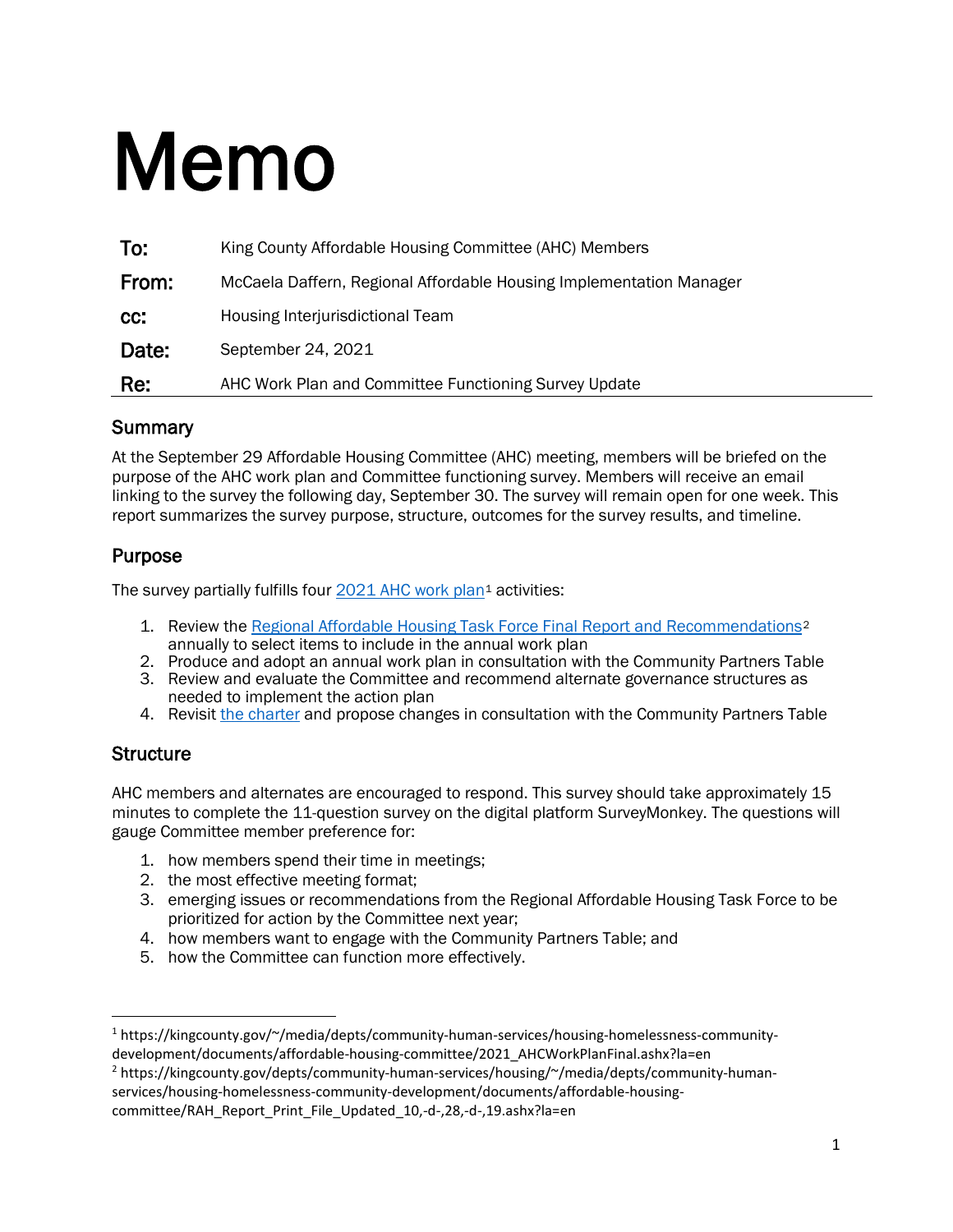# Memo

| | |
|---|---|
| **To:** | King County Affordable Housing Committee (AHC) Members |
| **From:** | McCaela Daffern, Regional Affordable Housing Implementation Manager |
| **cc:** | Housing Interjurisdictional Team |
| **Date:** | September 24, 2021 |
| **Re:** | AHC Work Plan and Committee Functioning Survey Update |

## Summary

At the September 29 Affordable Housing Committee (AHC) meeting, members will be briefed on the purpose of the AHC work plan and Committee functioning survey. Members will receive an email linking to the survey the following day, September 30. The survey will remain open for one week. This report summarizes the survey purpose, structure, outcomes for the survey results, and timeline.

## Purpose

The survey partially fulfills four 2021 AHC work plan[1] activities:

1. Review the Regional Affordable Housing Task Force Final Report and Recommendations[2] annually to select items to include in the annual work plan
2. Produce and adopt an annual work plan in consultation with the Community Partners Table
3. Review and evaluate the Committee and recommend alternate governance structures as needed to implement the action plan
4. Revisit the charter and propose changes in consultation with the Community Partners Table

## Structure

AHC members and alternates are encouraged to respond. This survey should take approximately 15 minutes to complete the 11-question survey on the digital platform SurveyMonkey. The questions will gauge Committee member preference for:

1. how members spend their time in meetings;
2. the most effective meeting format;
3. emerging issues or recommendations from the Regional Affordable Housing Task Force to be prioritized for action by the Committee next year;
4. how members want to engage with the Community Partners Table; and
5. how the Committee can function more effectively.

---

[1] https://kingcounty.gov/~/media/depts/community-human-services/housing-homelessness-community-development/documents/affordable-housing-committee/2021_AHCWorkPlanFinal.ashx?la=en

[2] https://kingcounty.gov/depts/community-human-services/housing/~/media/depts/community-human-services/housing-homelessness-community-development/documents/affordable-housing-committee/RAH_Report_Print_File_Updated_10,-d-,28,-d-,19.ashx?la=en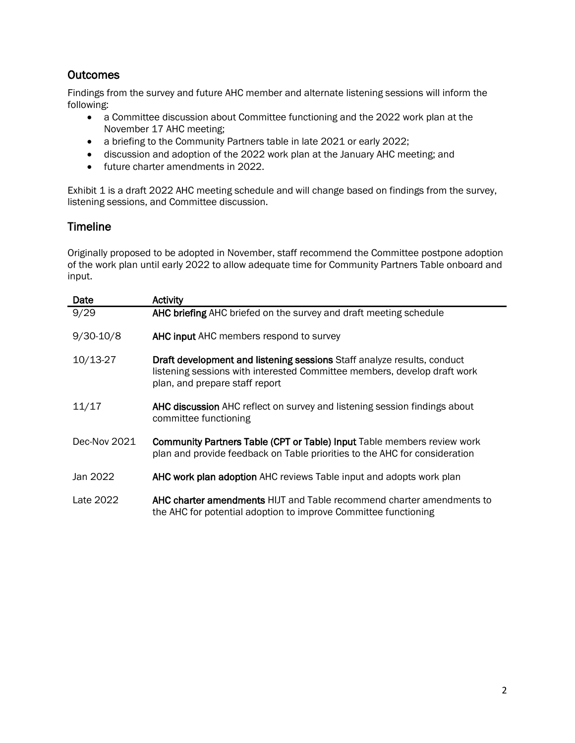## Outcomes

Findings from the survey and future AHC member and alternate listening sessions will inform the following:

- a Committee discussion about Committee functioning and the 2022 work plan at the November 17 AHC meeting;
- a briefing to the Community Partners table in late 2021 or early 2022;
- discussion and adoption of the 2022 work plan at the January AHC meeting; and
- future charter amendments in 2022.

Exhibit 1 is a draft 2022 AHC meeting schedule and will change based on findings from the survey, listening sessions, and Committee discussion.

## Timeline

Originally proposed to be adopted in November, staff recommend the Committee postpone adoption of the work plan until early 2022 to allow adequate time for Community Partners Table onboard and input.

| Date | Activity |
|---|---|
| 9/29 | **AHC briefing** AHC briefed on the survey and draft meeting schedule |
| 9/30-10/8 | **AHC input** AHC members respond to survey |
| 10/13-27 | **Draft development and listening sessions** Staff analyze results, conduct listening sessions with interested Committee members, develop draft work plan, and prepare staff report |
| 11/17 | **AHC discussion** AHC reflect on survey and listening session findings about committee functioning |
| Dec-Nov 2021 | **Community Partners Table (CPT or Table) Input** Table members review work plan and provide feedback on Table priorities to the AHC for consideration |
| Jan 2022 | **AHC work plan adoption** AHC reviews Table input and adopts work plan |
| Late 2022 | **AHC charter amendments** HIJT and Table recommend charter amendments to the AHC for potential adoption to improve Committee functioning |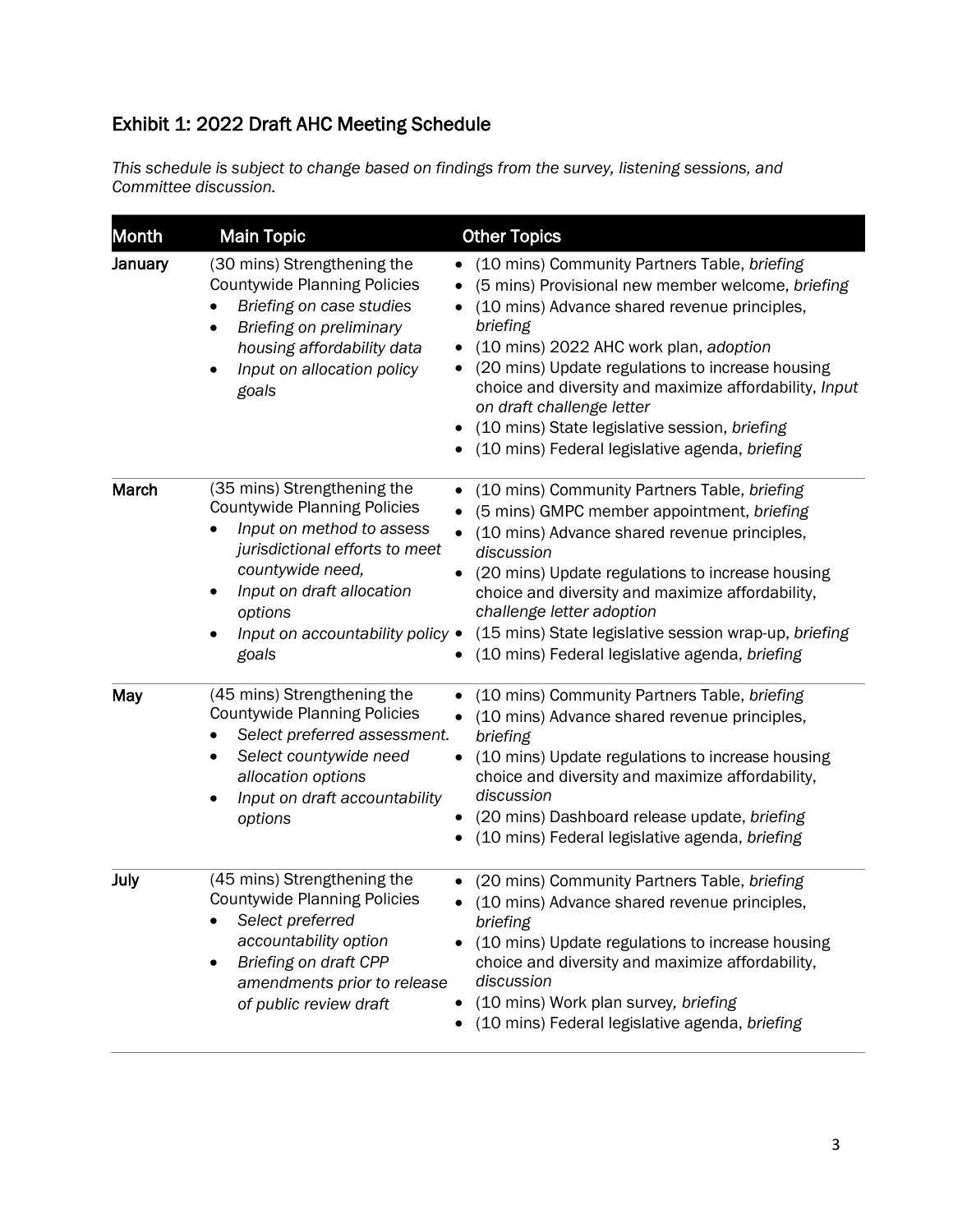## Exhibit 1: 2022 Draft AHC Meeting Schedule

*This schedule is subject to change based on findings from the survey, listening sessions, and Committee discussion.*

| Month | Main Topic | Other Topics |
|---|---|---|
| **January** | (30 mins) Strengthening the Countywide Planning Policies<br>• *Briefing on case studies*<br>• *Briefing on preliminary housing affordability data*<br>• *Input on allocation policy goals* | • (10 mins) Community Partners Table, *briefing*<br>• (5 mins) Provisional new member welcome, *briefing*<br>• (10 mins) Advance shared revenue principles, *briefing*<br>• (10 mins) 2022 AHC work plan, *adoption*<br>• (20 mins) Update regulations to increase housing choice and diversity and maximize affordability, *Input on draft challenge letter*<br>• (10 mins) State legislative session, *briefing*<br>• (10 mins) Federal legislative agenda, *briefing* |
| **March** | (35 mins) Strengthening the Countywide Planning Policies<br>• *Input on method to assess jurisdictional efforts to meet countywide need,*<br>• *Input on draft allocation options*<br>• *Input on accountability policy goals* | • (10 mins) Community Partners Table, *briefing*<br>• (5 mins) GMPC member appointment, *briefing*<br>• (10 mins) Advance shared revenue principles, *discussion*<br>• (20 mins) Update regulations to increase housing choice and diversity and maximize affordability, *challenge letter adoption*<br>• (15 mins) State legislative session wrap-up, *briefing*<br>• (10 mins) Federal legislative agenda, *briefing* |
| **May** | (45 mins) Strengthening the Countywide Planning Policies<br>• *Select preferred assessment.*<br>• *Select countywide need allocation options*<br>• *Input on draft accountability options* | • (10 mins) Community Partners Table, *briefing*<br>• (10 mins) Advance shared revenue principles, *briefing*<br>• (10 mins) Update regulations to increase housing choice and diversity and maximize affordability, *discussion*<br>• (20 mins) Dashboard release update, *briefing*<br>• (10 mins) Federal legislative agenda, *briefing* |
| **July** | (45 mins) Strengthening the Countywide Planning Policies<br>• *Select preferred accountability option*<br>• *Briefing on draft CPP amendments prior to release of public review draft* | • (20 mins) Community Partners Table, *briefing*<br>• (10 mins) Advance shared revenue principles, *briefing*<br>• (10 mins) Update regulations to increase housing choice and diversity and maximize affordability, *discussion*<br>• (10 mins) Work plan survey*, briefing*<br>• (10 mins) Federal legislative agenda, *briefing* |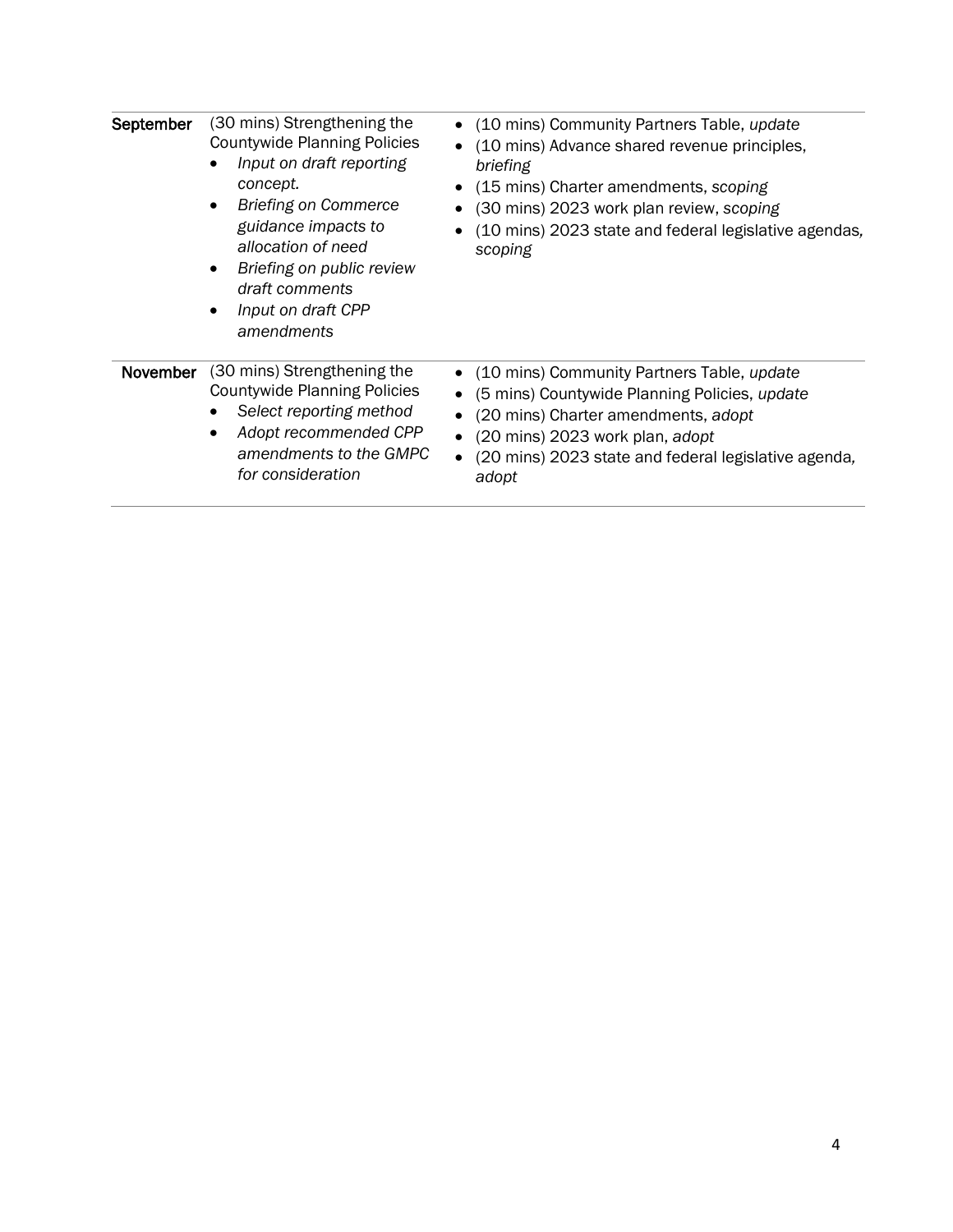| | | |
|---|---|---|
| **September** | (30 mins) Strengthening the Countywide Planning Policies<br>• *Input on draft reporting concept.*<br>• *Briefing on Commerce guidance impacts to allocation of need*<br>• *Briefing on public review draft comments*<br>• *Input on draft CPP amendments* | • (10 mins) Community Partners Table, *update*<br>• (10 mins) Advance shared revenue principles, *briefing*<br>• (15 mins) Charter amendments, *scoping*<br>• (30 mins) 2023 work plan review, *scoping*<br>• (10 mins) 2023 state and federal legislative agendas, *scoping* |
| **November** | (30 mins) Strengthening the Countywide Planning Policies<br>• *Select reporting method*<br>• *Adopt recommended CPP amendments to the GMPC for consideration* | • (10 mins) Community Partners Table, *update*<br>• (5 mins) Countywide Planning Policies, *update*<br>• (20 mins) Charter amendments, *adopt*<br>• (20 mins) 2023 work plan, *adopt*<br>• (20 mins) 2023 state and federal legislative agenda, *adopt* |